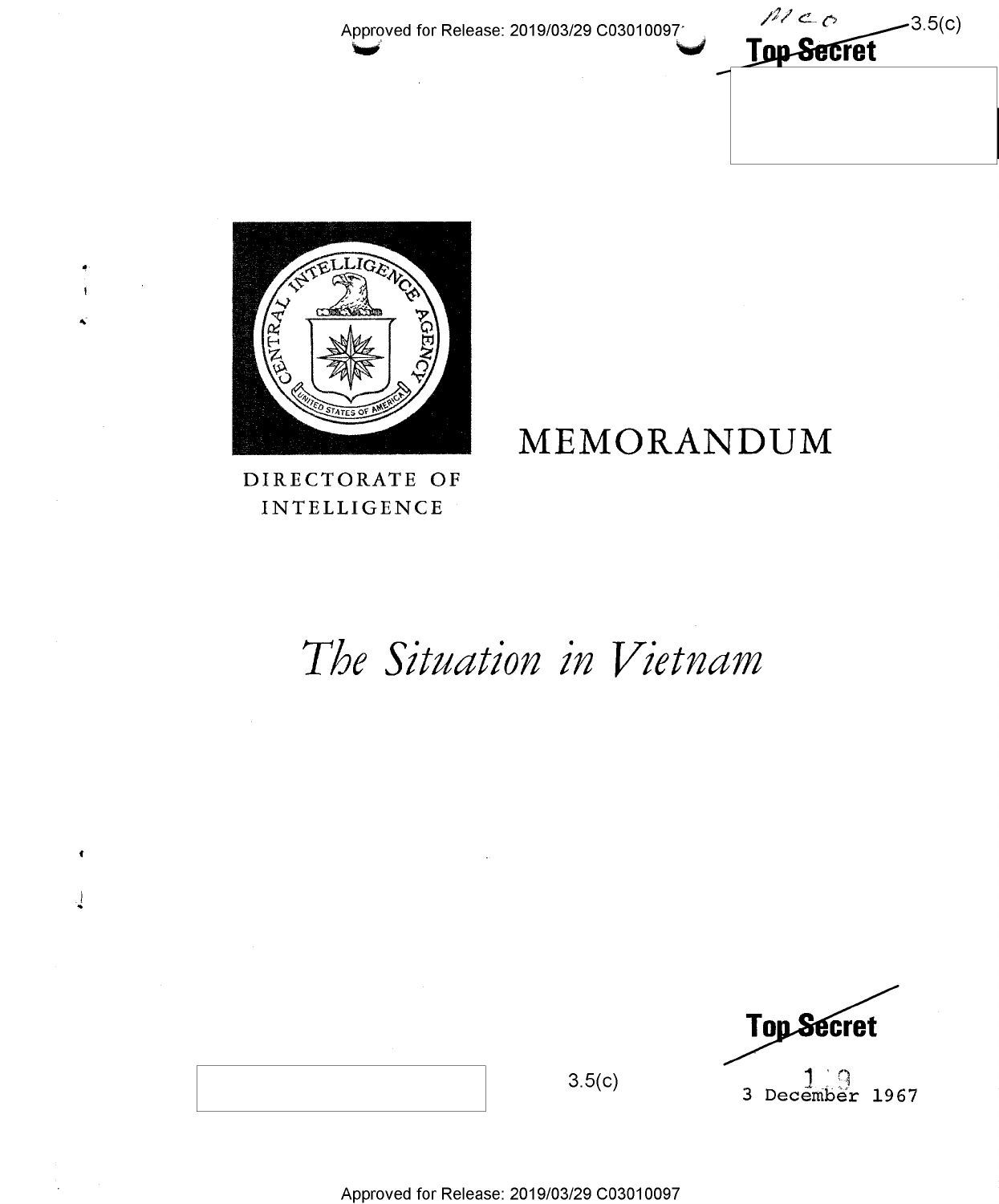Top Secret

3.5(c)

DIRECTORATE OF INTELLIGENCE

# MEMORANDUM

# *The Situation in Vietnam*

Top Secret

3.5(c)

3 December 1967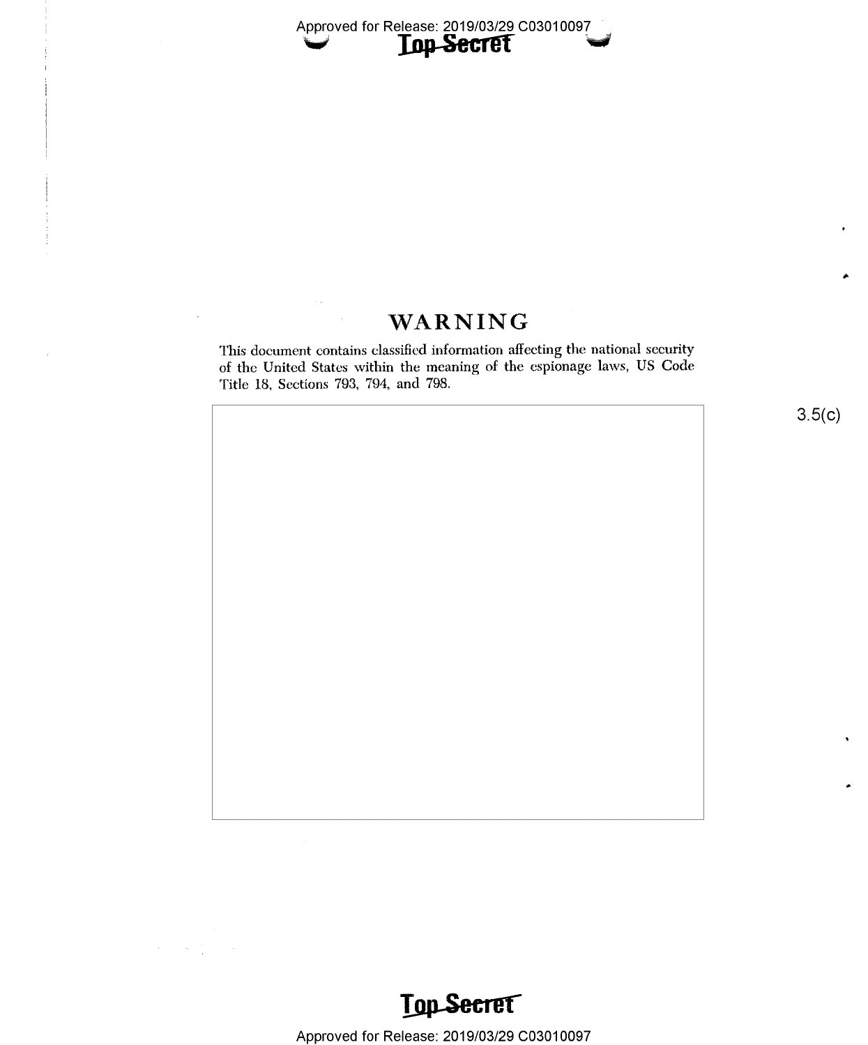# WARNING

This document contains classified information affecting the national security of the United States within the meaning of the espionage laws, US Code Title 18, Sections 793, 794, and 798.

3.5(c)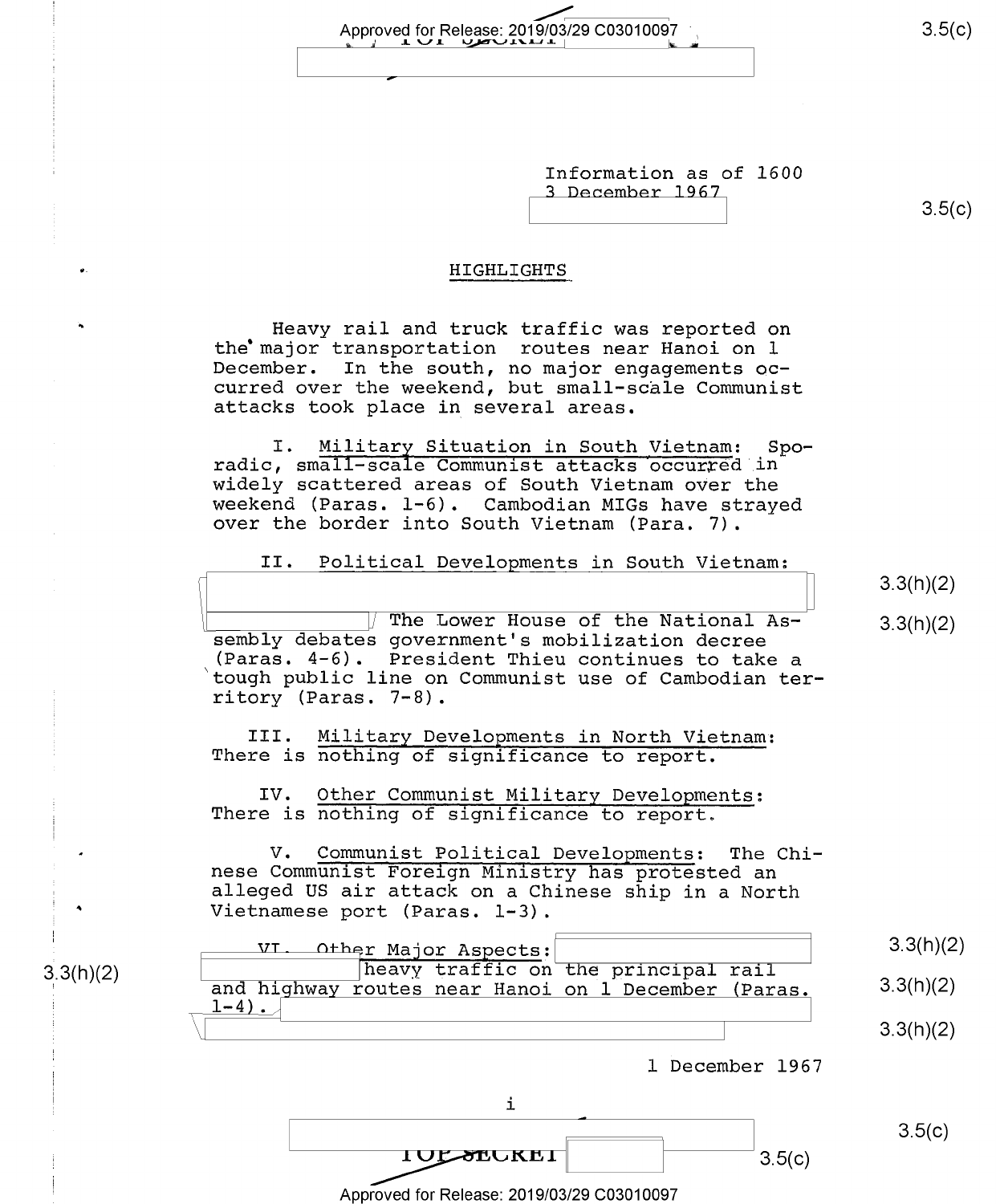Information as of 1600
3 December 1967

## HIGHLIGHTS

Heavy rail and truck traffic was reported on the major transportation routes near Hanoi on 1 December. In the south, no major engagements occurred over the weekend, but small-scale Communist attacks took place in several areas.

I. Military Situation in South Vietnam: Sporadic, small-scale Communist attacks occurred in widely scattered areas of South Vietnam over the weekend (Paras. 1-6). Cambodian MIGs have strayed over the border into South Vietnam (Para. 7).

II. Political Developments in South Vietnam: The Lower House of the National Assembly debates government's mobilization decree (Paras. 4-6). President Thieu continues to take a tough public line on Communist use of Cambodian territory (Paras. 7-8).

III. Military Developments in North Vietnam: There is nothing of significance to report.

IV. Other Communist Military Developments: There is nothing of significance to report.

V. Communist Political Developments: The Chinese Communist Foreign Ministry has protested an alleged US air attack on a Chinese ship in a North Vietnamese port (Paras. 1-3).

VI. Other Major Aspects: heavy traffic on the principal rail and highway routes near Hanoi on 1 December (Paras. 1-4).

1 December 1967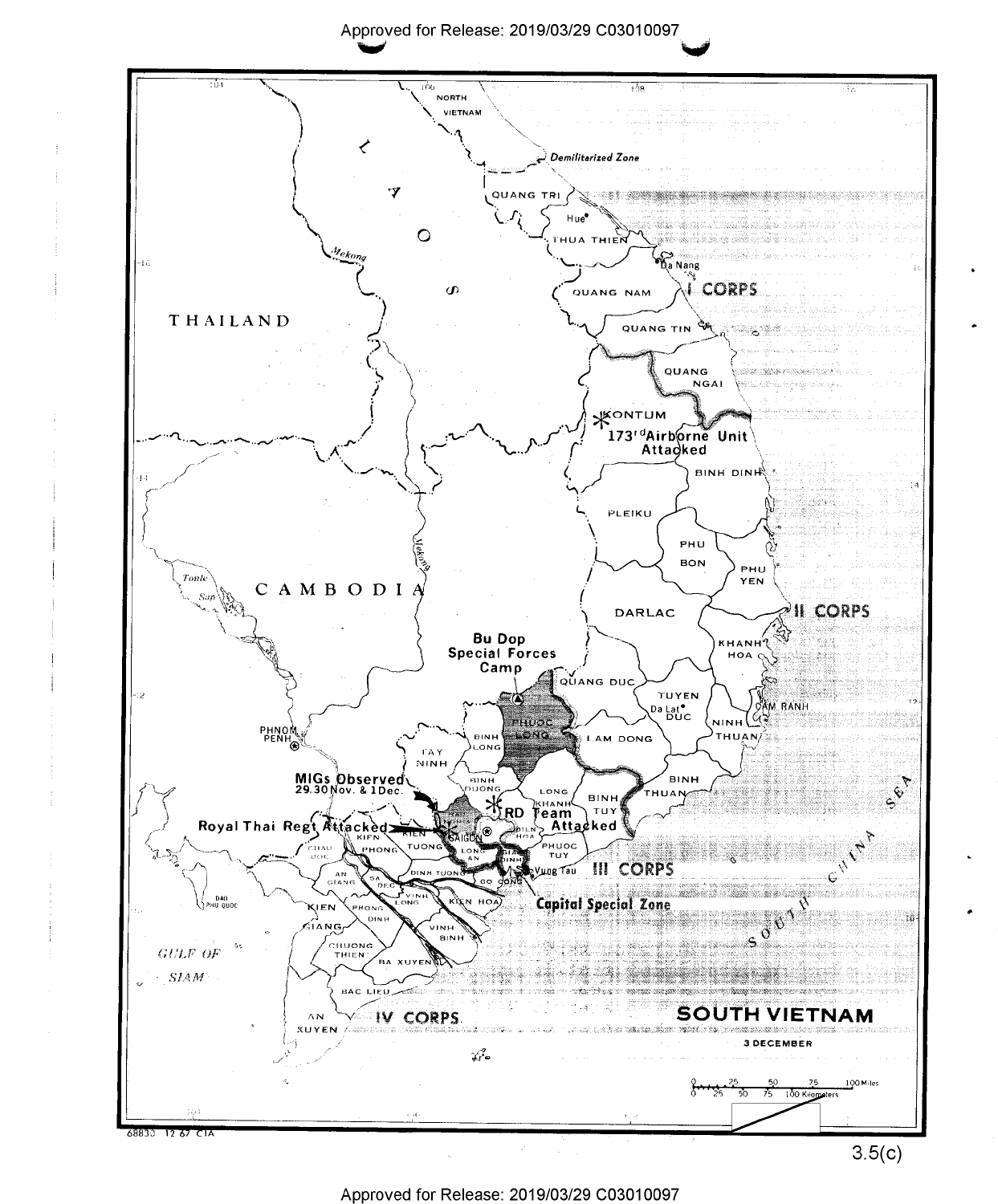# SOUTH VIETNAM

**3 DECEMBER**

NORTH VIETNAM

Demilitarized Zone

LAOS

THAILAND

CAMBODIA

Mekong

Tonle Sap

PHNOM PENH

GULF OF SIAM

SOUTH CHINA SEA

QUANG TRI

Hue

THUA THIEN

Da Nang

QUANG NAM

**I CORPS**

QUANG TIN

QUANG NGAI

KONTUM

**173rd Airborne Unit Attacked**

BINH DINH

PLEIKU

PHU BON

PHU YEN

DARLAC

**II CORPS**

KHANH HOA

**Bu Dop Special Forces Camp**

QUANG DUC

TUYEN DUC

Da Lat

CAM RANH

NINH THUAN

PHUOC LONG

BINH LONG

LAM DONG

TAY NINH

BINH DUONG

LONG KHANH

BINH TUY

BINH THUAN

**MIGs Observed 29,30 Nov. & 1 Dec.**

**Royal Thai Regt Attacked**

**RD Team Attacked**

HAU NGHIA

KIEN PHONG

KIEN TUONG

SAIGON

BIEN HOA

CHAU DOC

LONG AN

GIA DINH

PHUOC TUY

DINH TUONG

Vung Tau

**III CORPS**

AN GIANG

SA DEC

GO CONG

**Capital Special Zone**

VINH LONG

KIEN HOA

DAO PHU QUOC

KIEN GIANG

PHONG DINH

VINH BINH

CHUONG THIEN

BA XUYEN

BAC LIEU

AN XUYEN

**IV CORPS**

0 25 50 75 100 Miles

0 25 50 75 100 Kilometers

68830 12-67 CIA

3.5(c)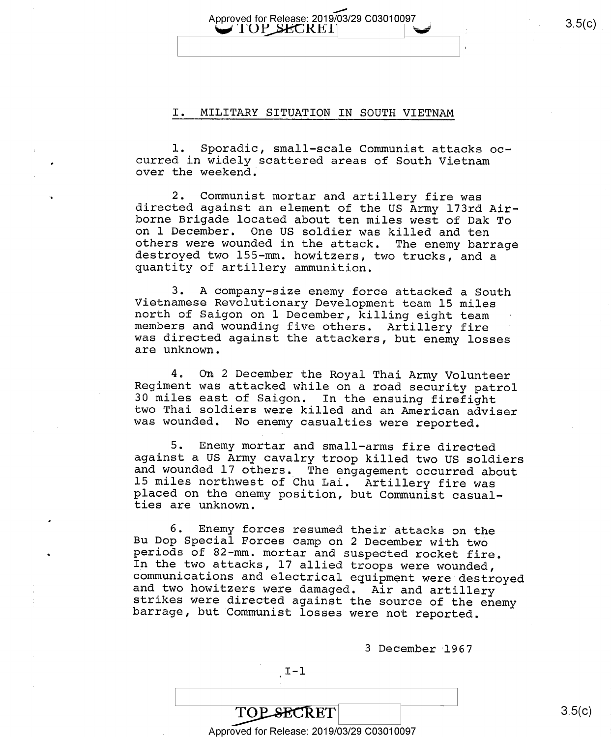## I. MILITARY SITUATION IN SOUTH VIETNAM

1. Sporadic, small-scale Communist attacks occurred in widely scattered areas of South Vietnam over the weekend.

2. Communist mortar and artillery fire was directed against an element of the US Army 173rd Airborne Brigade located about ten miles west of Dak To on 1 December. One US soldier was killed and ten others were wounded in the attack. The enemy barrage destroyed two 155-mm. howitzers, two trucks, and a quantity of artillery ammunition.

3. A company-size enemy force attacked a South Vietnamese Revolutionary Development team 15 miles north of Saigon on 1 December, killing eight team members and wounding five others. Artillery fire was directed against the attackers, but enemy losses are unknown.

4. On 2 December the Royal Thai Army Volunteer Regiment was attacked while on a road security patrol 30 miles east of Saigon. In the ensuing firefight two Thai soldiers were killed and an American adviser was wounded. No enemy casualties were reported.

5. Enemy mortar and small-arms fire directed against a US Army cavalry troop killed two US soldiers and wounded 17 others. The engagement occurred about 15 miles northwest of Chu Lai. Artillery fire was placed on the enemy position, but Communist casualties are unknown.

6. Enemy forces resumed their attacks on the Bu Dop Special Forces camp on 2 December with two periods of 82-mm. mortar and suspected rocket fire. In the two attacks, 17 allied troops were wounded, communications and electrical equipment were destroyed and two howitzers were damaged. Air and artillery strikes were directed against the source of the enemy barrage, but Communist losses were not reported.

3 December 1967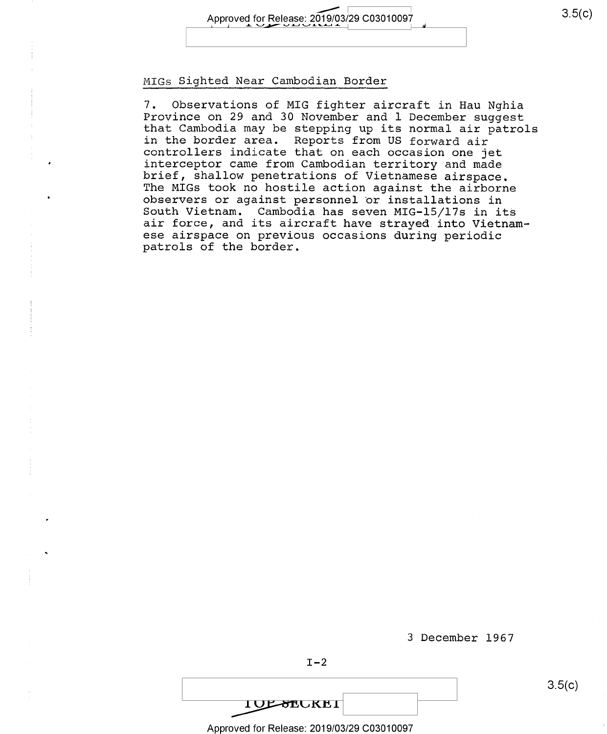## MIGs Sighted Near Cambodian Border

7. Observations of MIG fighter aircraft in Hau Nghia Province on 29 and 30 November and 1 December suggest that Cambodia may be stepping up its normal air patrols in the border area. Reports from US forward air controllers indicate that on each occasion one jet interceptor came from Cambodian territory and made brief, shallow penetrations of Vietnamese airspace. The MIGs took no hostile action against the airborne observers or against personnel or installations in South Vietnam. Cambodia has seven MIG-15/17s in its air force, and its aircraft have strayed into Vietnamese airspace on previous occasions during periodic patrols of the border.

3 December 1967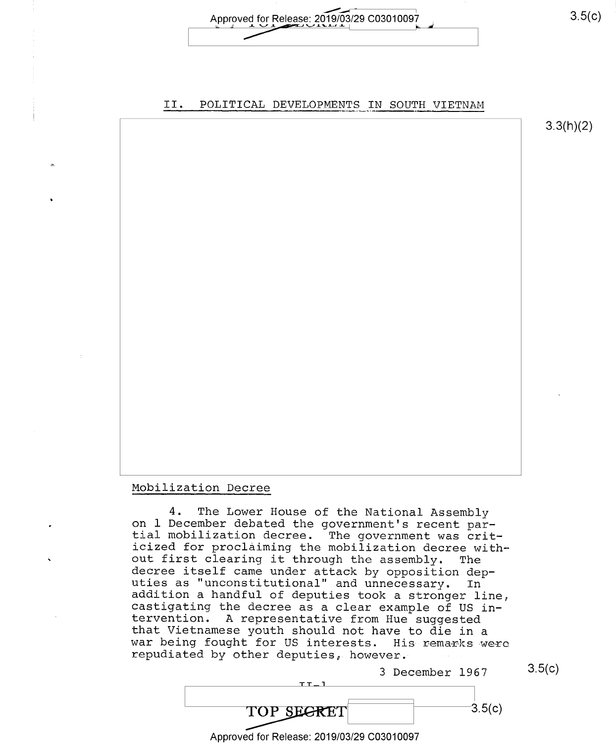## II. POLITICAL DEVELOPMENTS IN SOUTH VIETNAM

3.3(h)(2)

### Mobilization Decree

4. The Lower House of the National Assembly on 1 December debated the government's recent partial mobilization decree. The government was criticized for proclaiming the mobilization decree without first clearing it through the assembly. The decree itself came under attack by opposition deputies as "unconstitutional" and unnecessary. In addition a handful of deputies took a stronger line, castigating the decree as a clear example of US intervention. A representative from Hue suggested that Vietnamese youth should not have to die in a war being fought for US interests. His remarks were repudiated by other deputies, however.

3 December 1967

II-1

TOP SECRET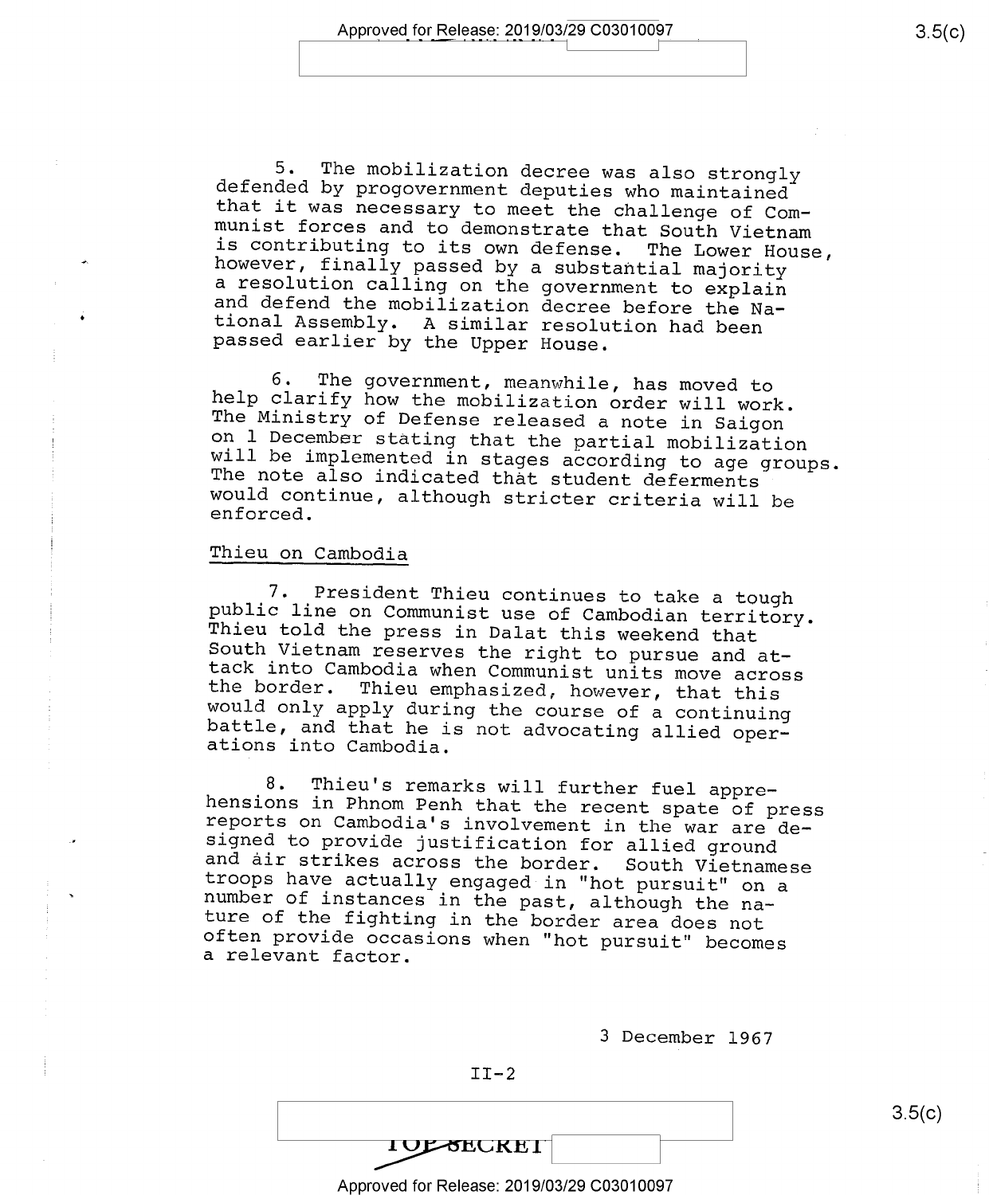5. The mobilization decree was also strongly defended by progovernment deputies who maintained that it was necessary to meet the challenge of Communist forces and to demonstrate that South Vietnam is contributing to its own defense. The Lower House, however, finally passed by a substantial majority a resolution calling on the government to explain and defend the mobilization decree before the National Assembly. A similar resolution had been passed earlier by the Upper House.

6. The government, meanwhile, has moved to help clarify how the mobilization order will work. The Ministry of Defense released a note in Saigon on 1 December stating that the partial mobilization will be implemented in stages according to age groups. The note also indicated that student deferments would continue, although stricter criteria will be enforced.

## Thieu on Cambodia

7. President Thieu continues to take a tough public line on Communist use of Cambodian territory. Thieu told the press in Dalat this weekend that South Vietnam reserves the right to pursue and attack into Cambodia when Communist units move across the border. Thieu emphasized, however, that this would only apply during the course of a continuing battle, and that he is not advocating allied operations into Cambodia.

8. Thieu's remarks will further fuel apprehensions in Phnom Penh that the recent spate of press reports on Cambodia's involvement in the war are designed to provide justification for allied ground and air strikes across the border. South Vietnamese troops have actually engaged in "hot pursuit" on a number of instances in the past, although the nature of the fighting in the border area does not often provide occasions when "hot pursuit" becomes a relevant factor.

3 December 1967

II-2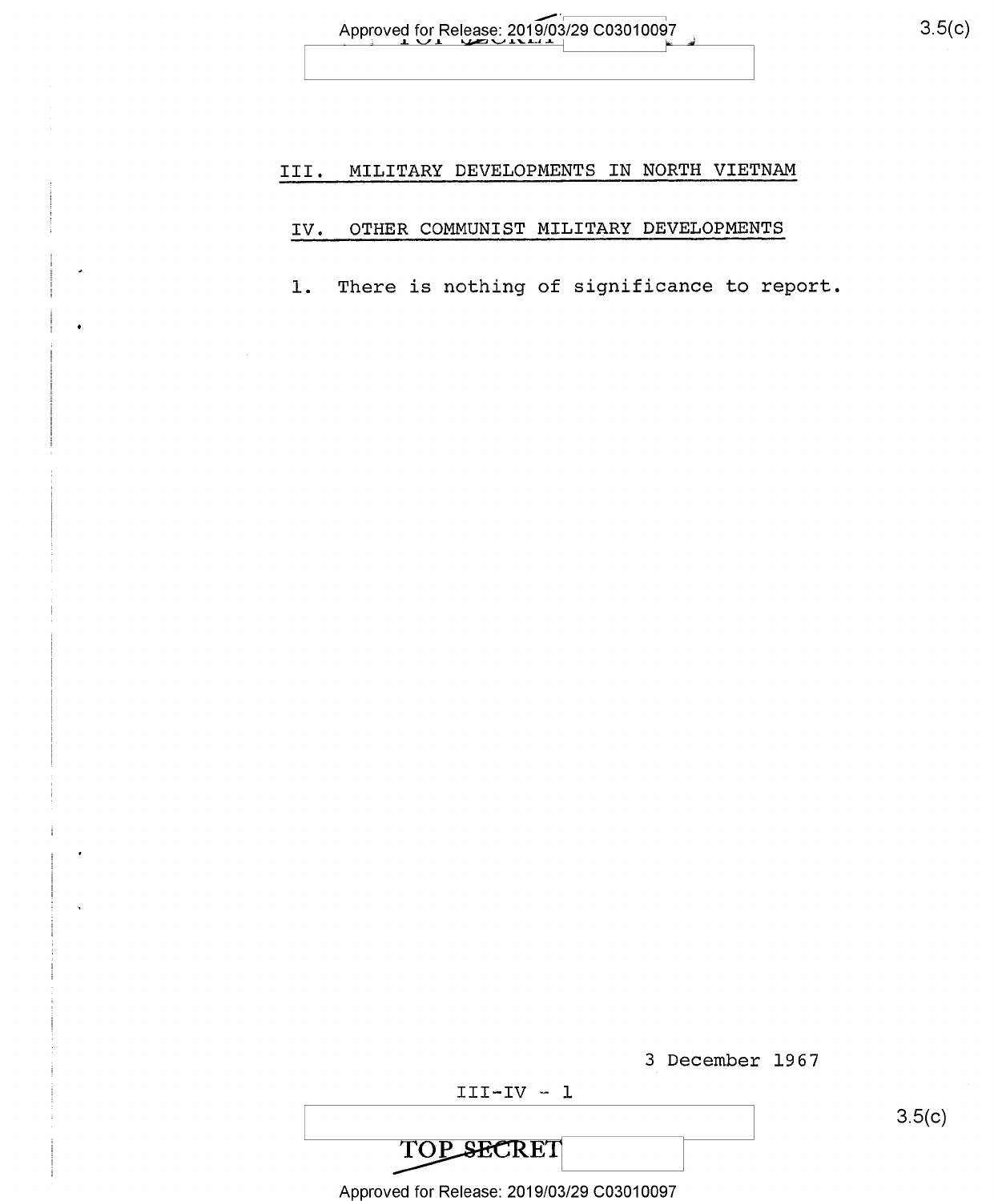## III. MILITARY DEVELOPMENTS IN NORTH VIETNAM

## IV. OTHER COMMUNIST MILITARY DEVELOPMENTS

1. There is nothing of significance to report.

3 December 1967

III-IV -- 1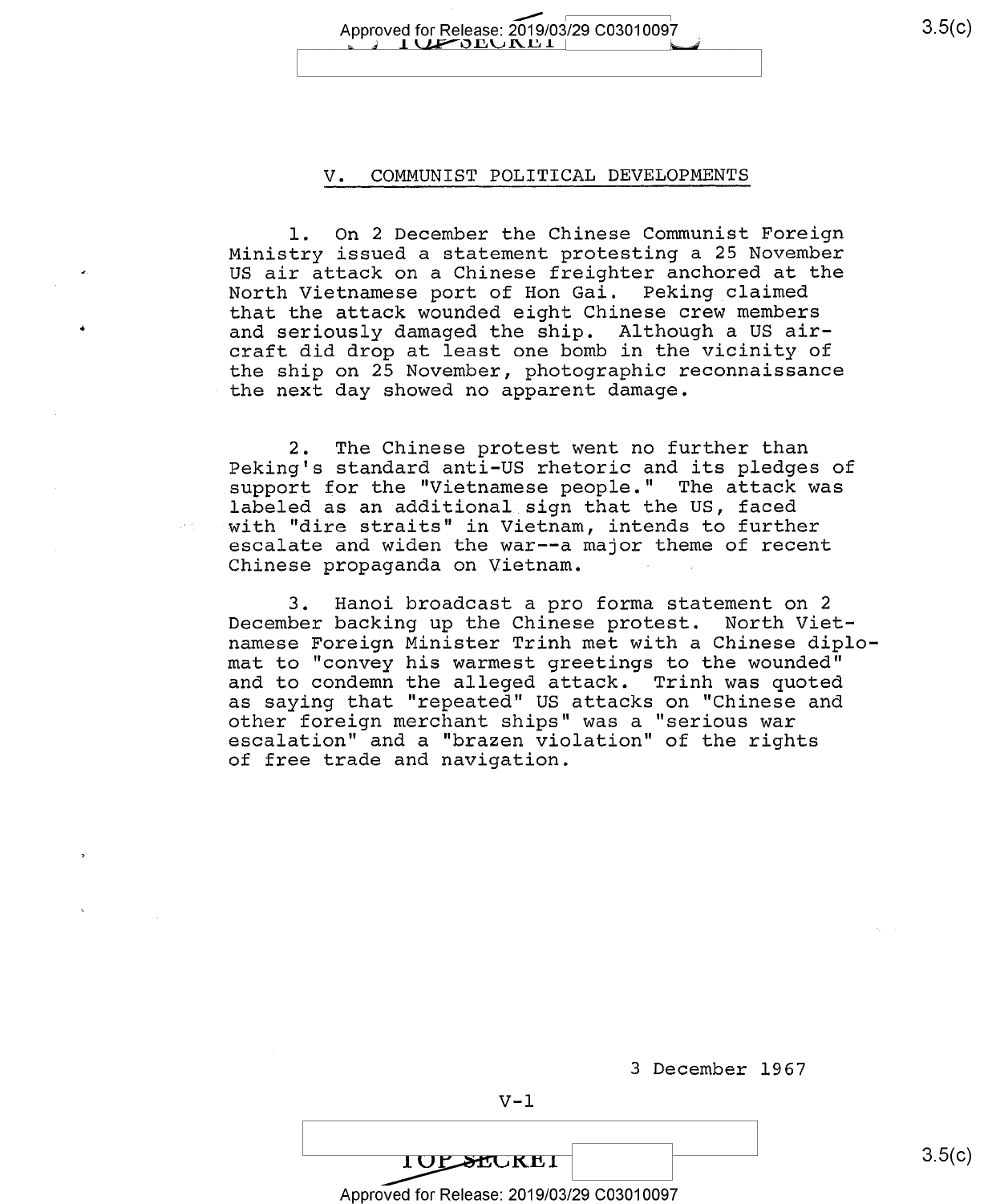## V. COMMUNIST POLITICAL DEVELOPMENTS

1. On 2 December the Chinese Communist Foreign Ministry issued a statement protesting a 25 November US air attack on a Chinese freighter anchored at the North Vietnamese port of Hon Gai. Peking claimed that the attack wounded eight Chinese crew members and seriously damaged the ship. Although a US aircraft did drop at least one bomb in the vicinity of the ship on 25 November, photographic reconnaissance the next day showed no apparent damage.

2. The Chinese protest went no further than Peking's standard anti-US rhetoric and its pledges of support for the "Vietnamese people." The attack was labeled as an additional sign that the US, faced with "dire straits" in Vietnam, intends to further escalate and widen the war--a major theme of recent Chinese propaganda on Vietnam.

3. Hanoi broadcast a pro forma statement on 2 December backing up the Chinese protest. North Vietnamese Foreign Minister Trinh met with a Chinese diplomat to "convey his warmest greetings to the wounded" and to condemn the alleged attack. Trinh was quoted as saying that "repeated" US attacks on "Chinese and other foreign merchant ships" was a "serious war escalation" and a "brazen violation" of the rights of free trade and navigation.

3 December 1967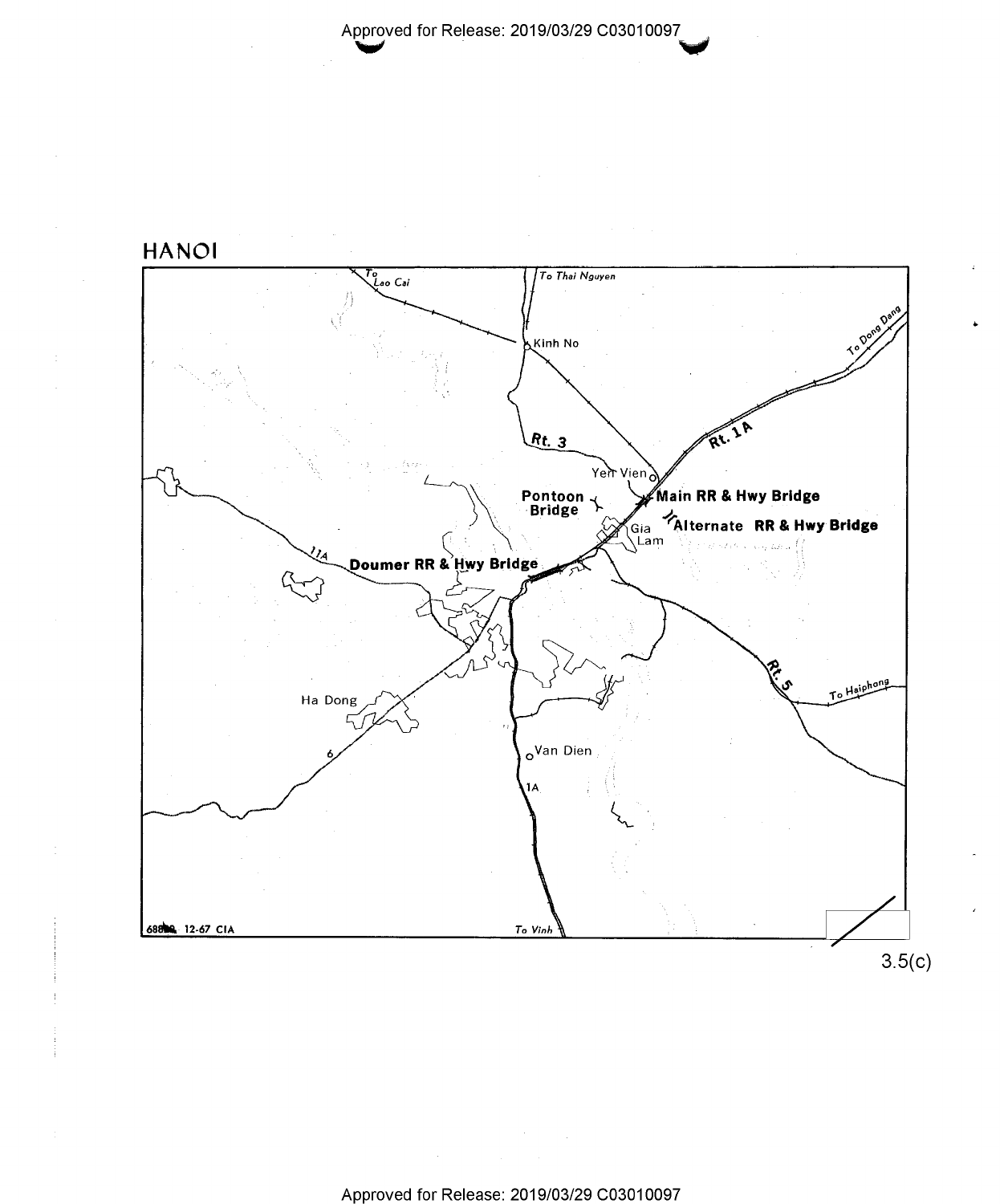# HANOI

To Lao Cai

To Thai Nguyen

Kinh No

To Dong Dang

Rt. 3

Rt. 1A

Yen Vien

Pontoon Bridge

Main RR & Hwy Bridge

Gia Lam

Alternate RR & Hwy Bridge

11A

Doumer RR & Hwy Bridge

Ha Dong

Rt. 5

To Haiphong

6

Van Dien

1A

68808 12-67 CIA

To Vinh

3.5(c)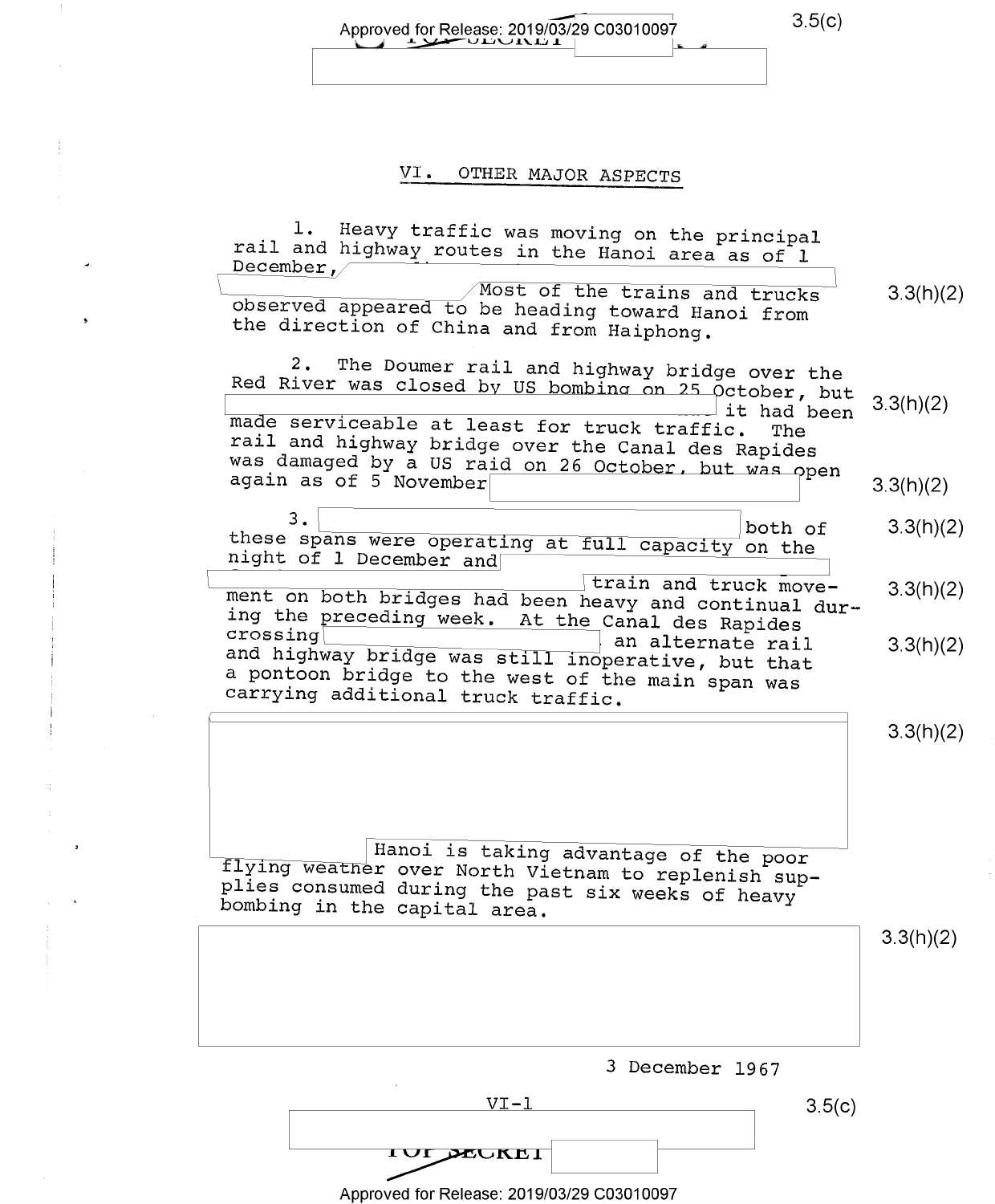## VI. OTHER MAJOR ASPECTS

1. Heavy traffic was moving on the principal rail and highway routes in the Hanoi area as of 1 December, Most of the trains and trucks observed appeared to be heading toward Hanoi from the direction of China and from Haiphong.

2. The Doumer rail and highway bridge over the Red River was closed by US bombing on 25 October, but it had been made serviceable at least for truck traffic. The rail and highway bridge over the Canal des Rapides was damaged by a US raid on 26 October, but was open again as of 5 November

3. both of these spans were operating at full capacity on the night of 1 December and train and truck movement on both bridges had been heavy and continual during the preceding week. At the Canal des Rapides crossing an alternate rail and highway bridge was still inoperative, but that a pontoon bridge to the west of the main span was carrying additional truck traffic.

Hanoi is taking advantage of the poor flying weather over North Vietnam to replenish supplies consumed during the past six weeks of heavy bombing in the capital area.

3 December 1967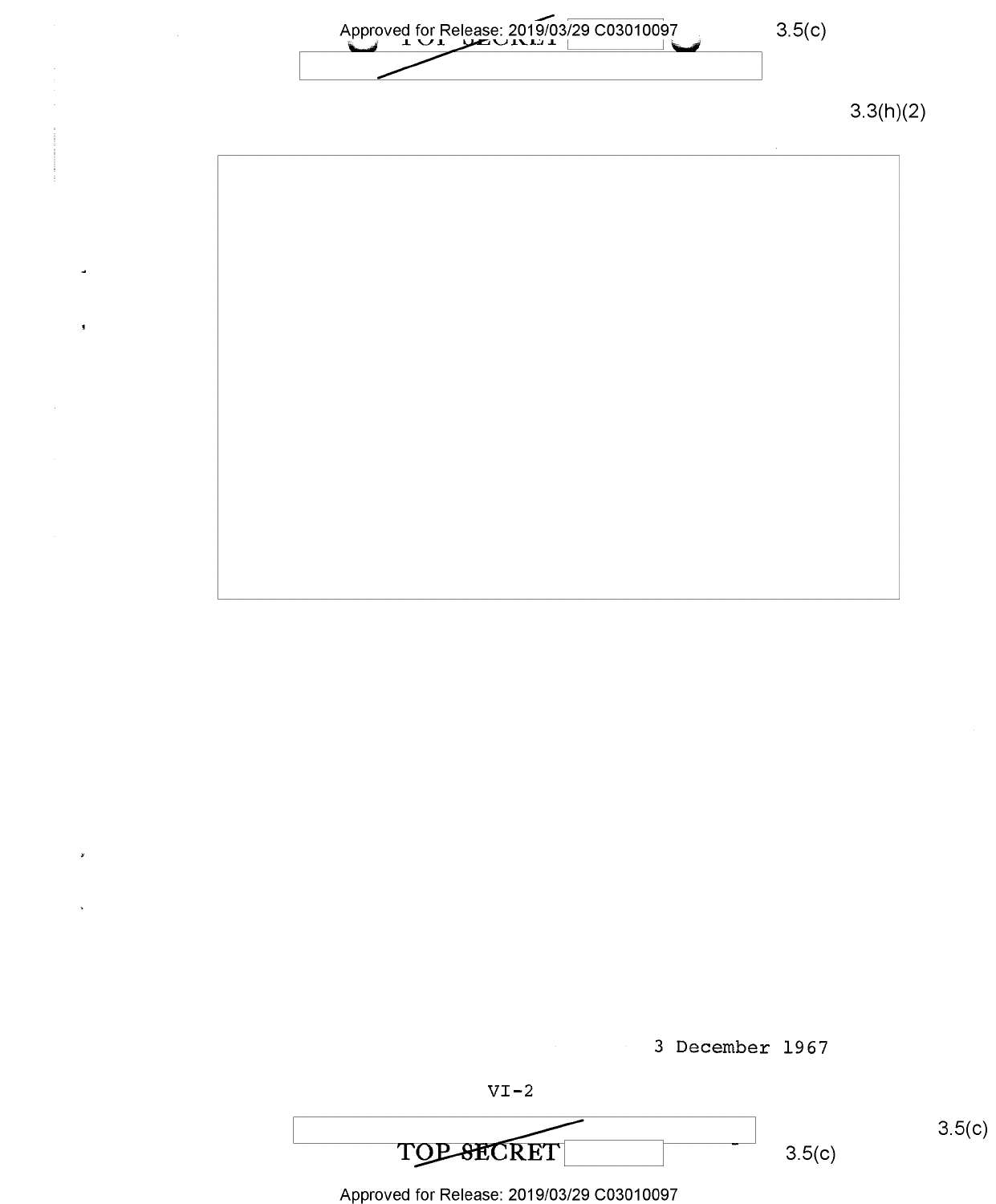3.3(h)(2)

3 December 1967

VI-2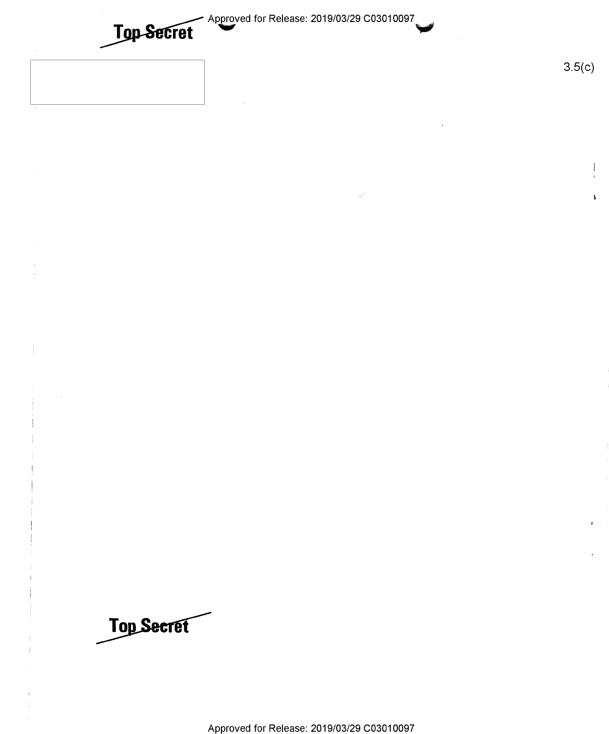Top Secret

3.5(c)

Top Secret